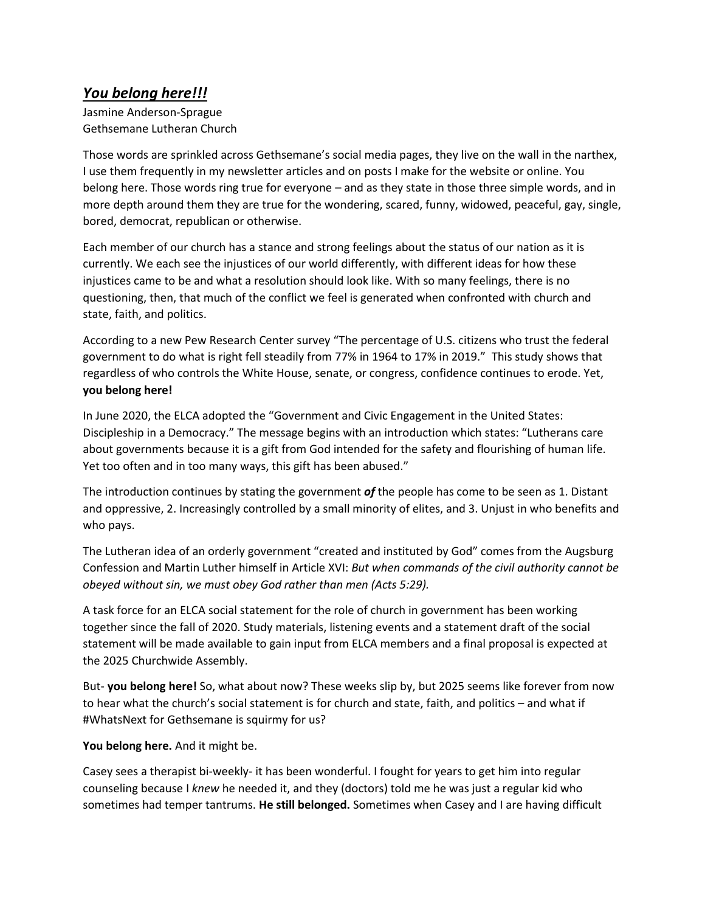# ***You belong here!!!***

Jasmine Anderson-Sprague
Gethsemane Lutheran Church

Those words are sprinkled across Gethsemane's social media pages, they live on the wall in the narthex, I use them frequently in my newsletter articles and on posts I make for the website or online. You belong here. Those words ring true for everyone – and as they state in those three simple words, and in more depth around them they are true for the wondering, scared, funny, widowed, peaceful, gay, single, bored, democrat, republican or otherwise.

Each member of our church has a stance and strong feelings about the status of our nation as it is currently. We each see the injustices of our world differently, with different ideas for how these injustices came to be and what a resolution should look like. With so many feelings, there is no questioning, then, that much of the conflict we feel is generated when confronted with church and state, faith, and politics.

According to a new Pew Research Center survey "The percentage of U.S. citizens who trust the federal government to do what is right fell steadily from 77% in 1964 to 17% in 2019." This study shows that regardless of who controls the White House, senate, or congress, confidence continues to erode. Yet, **you belong here!**

In June 2020, the ELCA adopted the "Government and Civic Engagement in the United States: Discipleship in a Democracy." The message begins with an introduction which states: "Lutherans care about governments because it is a gift from God intended for the safety and flourishing of human life. Yet too often and in too many ways, this gift has been abused."

The introduction continues by stating the government ***of*** the people has come to be seen as 1. Distant and oppressive, 2. Increasingly controlled by a small minority of elites, and 3. Unjust in who benefits and who pays.

The Lutheran idea of an orderly government "created and instituted by God" comes from the Augsburg Confession and Martin Luther himself in Article XVI: *But when commands of the civil authority cannot be obeyed without sin, we must obey God rather than men (Acts 5:29).*

A task force for an ELCA social statement for the role of church in government has been working together since the fall of 2020. Study materials, listening events and a statement draft of the social statement will be made available to gain input from ELCA members and a final proposal is expected at the 2025 Churchwide Assembly.

But- **you belong here!** So, what about now? These weeks slip by, but 2025 seems like forever from now to hear what the church's social statement is for church and state, faith, and politics – and what if #WhatsNext for Gethsemane is squirmy for us?

**You belong here.** And it might be.

Casey sees a therapist bi-weekly- it has been wonderful. I fought for years to get him into regular counseling because I *knew* he needed it, and they (doctors) told me he was just a regular kid who sometimes had temper tantrums. **He still belonged.** Sometimes when Casey and I are having difficult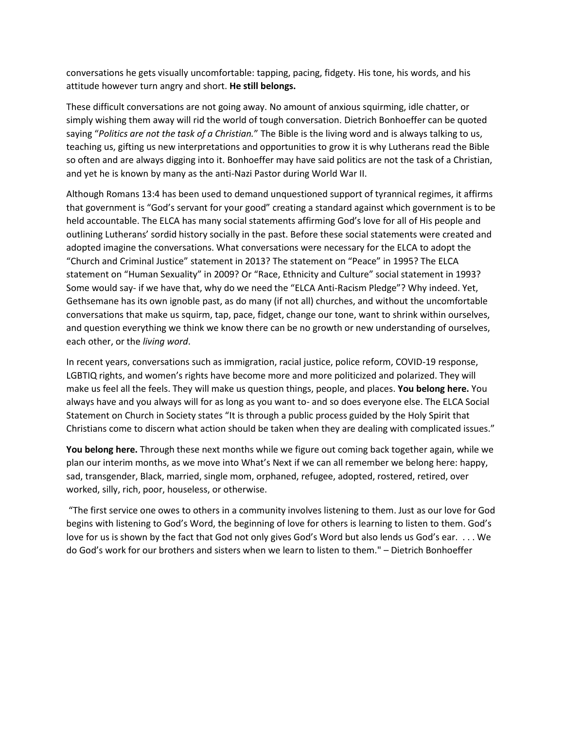conversations he gets visually uncomfortable: tapping, pacing, fidgety. His tone, his words, and his attitude however turn angry and short. **He still belongs.**

These difficult conversations are not going away. No amount of anxious squirming, idle chatter, or simply wishing them away will rid the world of tough conversation. Dietrich Bonhoeffer can be quoted saying "*Politics are not the task of a Christian.*" The Bible is the living word and is always talking to us, teaching us, gifting us new interpretations and opportunities to grow it is why Lutherans read the Bible so often and are always digging into it. Bonhoeffer may have said politics are not the task of a Christian, and yet he is known by many as the anti-Nazi Pastor during World War II.

Although Romans 13:4 has been used to demand unquestioned support of tyrannical regimes, it affirms that government is "God's servant for your good" creating a standard against which government is to be held accountable. The ELCA has many social statements affirming God's love for all of His people and outlining Lutherans' sordid history socially in the past. Before these social statements were created and adopted imagine the conversations. What conversations were necessary for the ELCA to adopt the "Church and Criminal Justice" statement in 2013? The statement on "Peace" in 1995? The ELCA statement on "Human Sexuality" in 2009? Or "Race, Ethnicity and Culture" social statement in 1993? Some would say- if we have that, why do we need the "ELCA Anti-Racism Pledge"? Why indeed. Yet, Gethsemane has its own ignoble past, as do many (if not all) churches, and without the uncomfortable conversations that make us squirm, tap, pace, fidget, change our tone, want to shrink within ourselves, and question everything we think we know there can be no growth or new understanding of ourselves, each other, or the *living word*.

In recent years, conversations such as immigration, racial justice, police reform, COVID-19 response, LGBTIQ rights, and women's rights have become more and more politicized and polarized. They will make us feel all the feels. They will make us question things, people, and places. **You belong here.** You always have and you always will for as long as you want to- and so does everyone else. The ELCA Social Statement on Church in Society states "It is through a public process guided by the Holy Spirit that Christians come to discern what action should be taken when they are dealing with complicated issues."

**You belong here.** Through these next months while we figure out coming back together again, while we plan our interim months, as we move into What's Next if we can all remember we belong here: happy, sad, transgender, Black, married, single mom, orphaned, refugee, adopted, rostered, retired, over worked, silly, rich, poor, houseless, or otherwise.

"The first service one owes to others in a community involves listening to them. Just as our love for God begins with listening to God's Word, the beginning of love for others is learning to listen to them. God's love for us is shown by the fact that God not only gives God's Word but also lends us God's ear. . . . We do God's work for our brothers and sisters when we learn to listen to them." – Dietrich Bonhoeffer